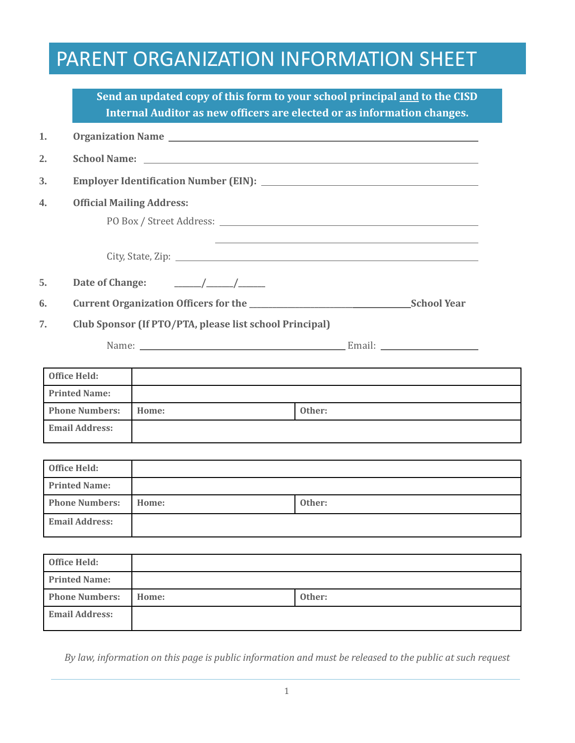# PARENT ORGANIZATION INFORMATION SHEET

**Send an updated copy of this form to your school principal and to the CISD Internal Auditor as new officers are elected or as information changes.**

1. **Organization Name** \_\_\_\_\_\_\_\_\_\_\_\_\_\_\_\_\_\_\_\_\_\_\_\_\_\_\_\_\_\_\_\_\_\_\_\_\_\_\_\_
2. **School Name:** \_\_\_\_\_\_\_\_\_\_\_\_\_\_\_\_\_\_\_\_\_\_\_\_\_\_\_\_\_\_\_\_\_\_\_\_\_\_\_\_
3. **Employer Identification Number (EIN):** \_\_\_\_\_\_\_\_\_\_\_\_\_\_\_\_\_\_\_\_\_\_\_\_\_\_\_\_
4. **Official Mailing Address:**

   PO Box / Street Address: \_\_\_\_\_\_\_\_\_\_\_\_\_\_\_\_\_\_\_\_\_\_\_\_\_\_\_\_\_\_\_\_\_\_

   \_\_\_\_\_\_\_\_\_\_\_\_\_\_\_\_\_\_\_\_\_\_\_\_\_\_\_\_\_\_\_\_\_\_

   City, State, Zip: \_\_\_\_\_\_\_\_\_\_\_\_\_\_\_\_\_\_\_\_\_\_\_\_\_\_\_\_\_\_\_\_\_\_\_\_\_\_
5. **Date of Change:** \_\_\_\_\_\_/\_\_\_\_\_\_/\_\_\_\_\_\_
6. **Current Organization Officers for the** \_\_\_\_\_\_\_\_\_\_\_\_\_\_\_\_\_\_\_\_\_\_\_\_\_\_\_\_ **School Year**
7. **Club Sponsor (If PTO/PTA, please list school Principal)**

   Name: \_\_\_\_\_\_\_\_\_\_\_\_\_\_\_\_\_\_\_\_\_\_\_\_\_\_\_\_\_\_\_\_ Email: \_\_\_\_\_\_\_\_\_\_\_\_\_\_\_\_

| **Office Held:** | | |
|---|---|---|
| **Printed Name:** | | |
| **Phone Numbers:** | **Home:** | **Other:** |
| **Email Address:** | | |

| **Office Held:** | | |
|---|---|---|
| **Printed Name:** | | |
| **Phone Numbers:** | **Home:** | **Other:** |
| **Email Address:** | | |

| **Office Held:** | | |
|---|---|---|
| **Printed Name:** | | |
| **Phone Numbers:** | **Home:** | **Other:** |
| **Email Address:** | | |

*By law, information on this page is public information and must be released to the public at such request*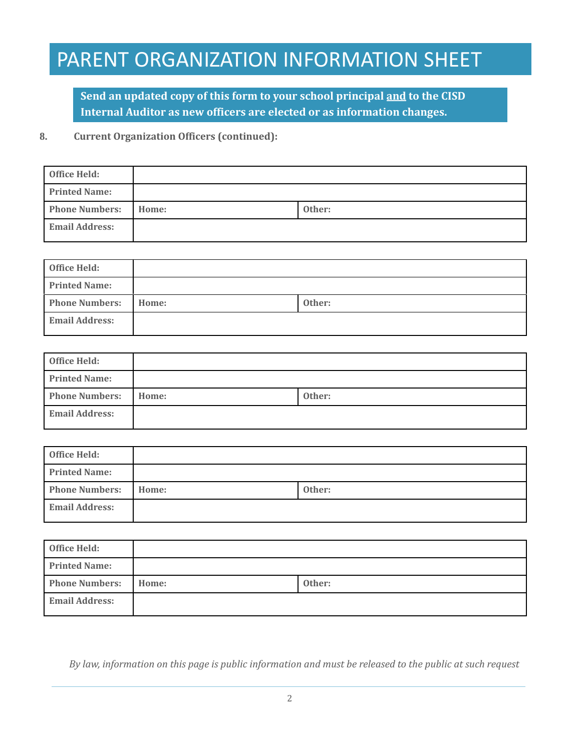# PARENT ORGANIZATION INFORMATION SHEET

**Send an updated copy of this form to your school principal and to the CISD Internal Auditor as new officers are elected or as information changes.**

**8. Current Organization Officers (continued):**

| | | |
|---|---|---|
| **Office Held:** | | |
| **Printed Name:** | | |
| **Phone Numbers:** | **Home:** | **Other:** |
| **Email Address:** | | |

| | | |
|---|---|---|
| **Office Held:** | | |
| **Printed Name:** | | |
| **Phone Numbers:** | **Home:** | **Other:** |
| **Email Address:** | | |

| | | |
|---|---|---|
| **Office Held:** | | |
| **Printed Name:** | | |
| **Phone Numbers:** | **Home:** | **Other:** |
| **Email Address:** | | |

| | | |
|---|---|---|
| **Office Held:** | | |
| **Printed Name:** | | |
| **Phone Numbers:** | **Home:** | **Other:** |
| **Email Address:** | | |

| | | |
|---|---|---|
| **Office Held:** | | |
| **Printed Name:** | | |
| **Phone Numbers:** | **Home:** | **Other:** |
| **Email Address:** | | |

*By law, information on this page is public information and must be released to the public at such request*